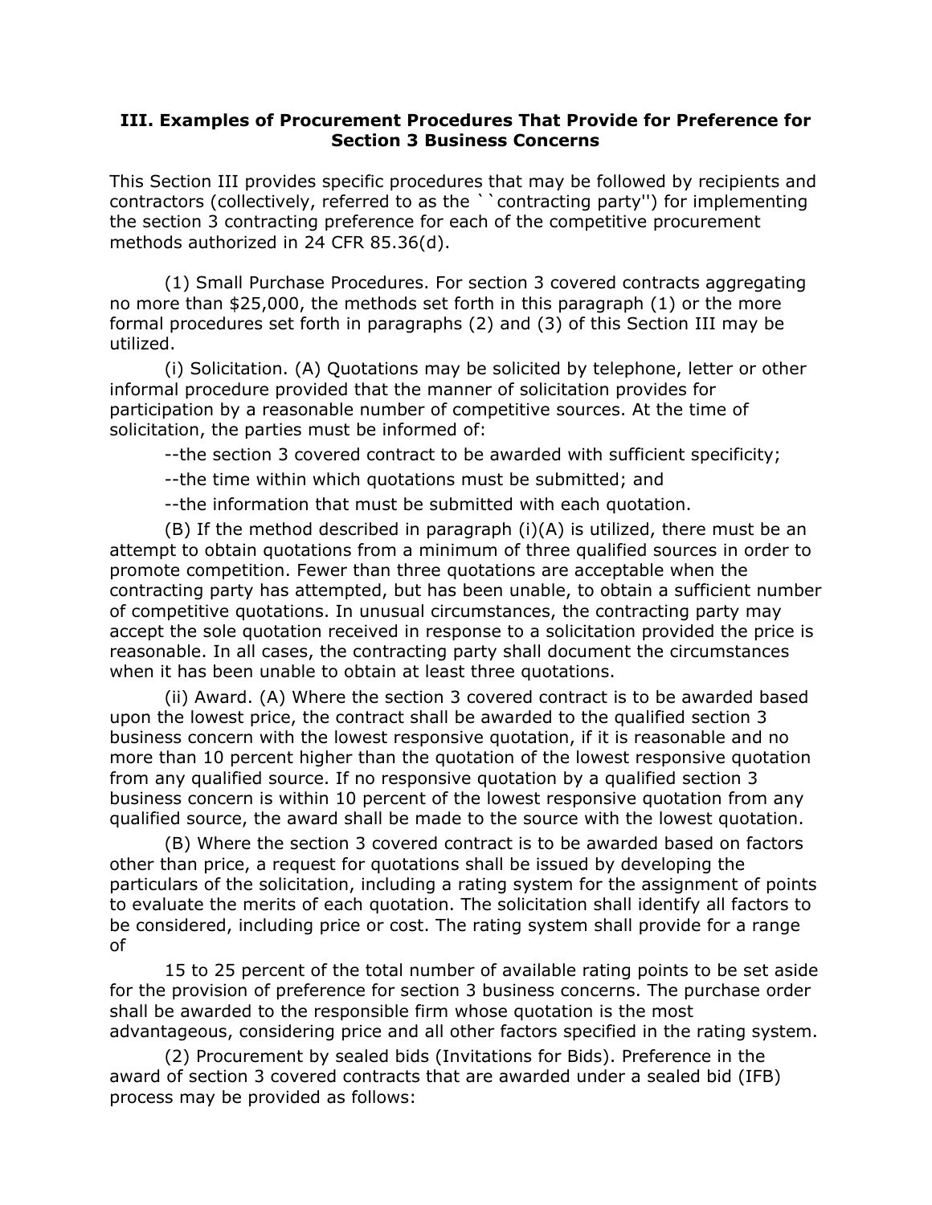### III. Examples of Procurement Procedures That Provide for Preference for Section 3 Business Concerns

This Section III provides specific procedures that may be followed by recipients and contractors (collectively, referred to as the ``contracting party'') for implementing the section 3 contracting preference for each of the competitive procurement methods authorized in 24 CFR 85.36(d).

(1) Small Purchase Procedures. For section 3 covered contracts aggregating no more than $25,000, the methods set forth in this paragraph (1) or the more formal procedures set forth in paragraphs (2) and (3) of this Section III may be utilized.

(i) Solicitation. (A) Quotations may be solicited by telephone, letter or other informal procedure provided that the manner of solicitation provides for participation by a reasonable number of competitive sources. At the time of solicitation, the parties must be informed of:

--the section 3 covered contract to be awarded with sufficient specificity;

--the time within which quotations must be submitted; and

--the information that must be submitted with each quotation.

(B) If the method described in paragraph (i)(A) is utilized, there must be an attempt to obtain quotations from a minimum of three qualified sources in order to promote competition. Fewer than three quotations are acceptable when the contracting party has attempted, but has been unable, to obtain a sufficient number of competitive quotations. In unusual circumstances, the contracting party may accept the sole quotation received in response to a solicitation provided the price is reasonable. In all cases, the contracting party shall document the circumstances when it has been unable to obtain at least three quotations.

(ii) Award. (A) Where the section 3 covered contract is to be awarded based upon the lowest price, the contract shall be awarded to the qualified section 3 business concern with the lowest responsive quotation, if it is reasonable and no more than 10 percent higher than the quotation of the lowest responsive quotation from any qualified source. If no responsive quotation by a qualified section 3 business concern is within 10 percent of the lowest responsive quotation from any qualified source, the award shall be made to the source with the lowest quotation.

(B) Where the section 3 covered contract is to be awarded based on factors other than price, a request for quotations shall be issued by developing the particulars of the solicitation, including a rating system for the assignment of points to evaluate the merits of each quotation. The solicitation shall identify all factors to be considered, including price or cost. The rating system shall provide for a range of

15 to 25 percent of the total number of available rating points to be set aside for the provision of preference for section 3 business concerns. The purchase order shall be awarded to the responsible firm whose quotation is the most advantageous, considering price and all other factors specified in the rating system.

(2) Procurement by sealed bids (Invitations for Bids). Preference in the award of section 3 covered contracts that are awarded under a sealed bid (IFB) process may be provided as follows: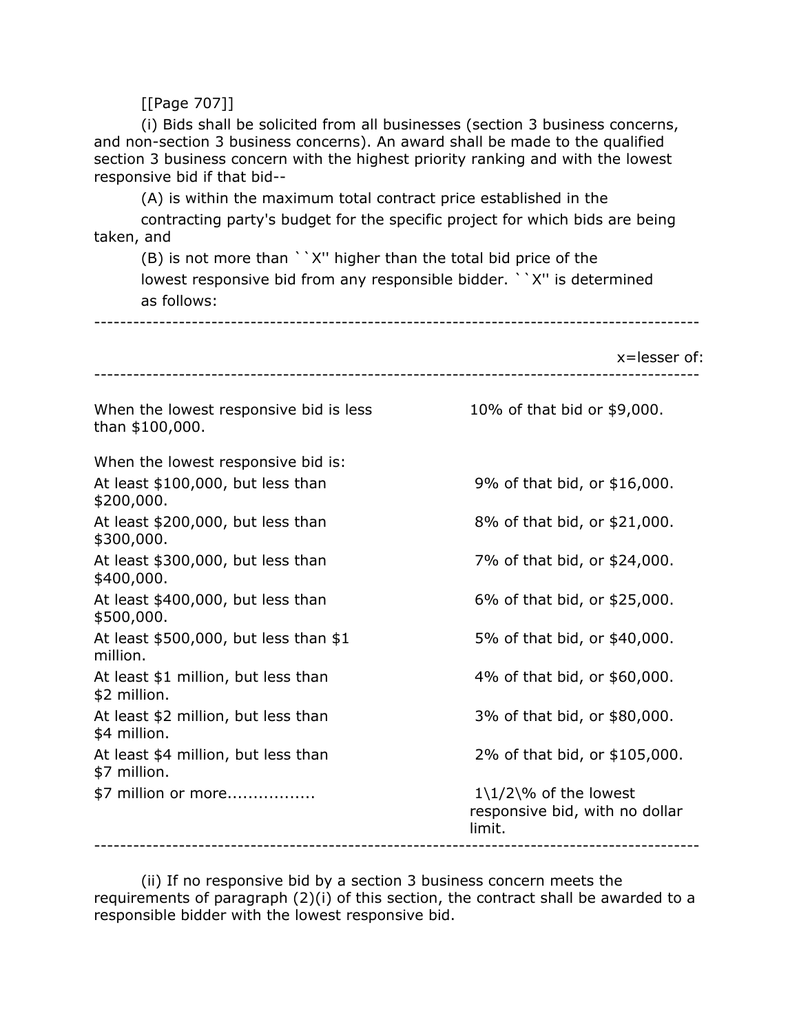(i) Bids shall be solicited from all businesses (section 3 business concerns, and non-section 3 business concerns). An award shall be made to the qualified section 3 business concern with the highest priority ranking and with the lowest responsive bid if that bid--

(A) is within the maximum total contract price established in the contracting party's budget for the specific project for which bids are being taken, and

(B) is not more than ``X'' higher than the total bid price of the lowest responsive bid from any responsible bidder. ``X'' is determined as follows:

| | x=lesser of: |
|---|---|
| When the lowest responsive bid is less than $100,000. | 10% of that bid or $9,000. |
| When the lowest responsive bid is: | |
| At least $100,000, but less than $200,000. | 9% of that bid, or $16,000. |
| At least $200,000, but less than $300,000. | 8% of that bid, or $21,000. |
| At least $300,000, but less than $400,000. | 7% of that bid, or $24,000. |
| At least $400,000, but less than $500,000. | 6% of that bid, or $25,000. |
| At least $500,000, but less than $1 million. | 5% of that bid, or $40,000. |
| At least $1 million, but less than $2 million. | 4% of that bid, or $60,000. |
| At least $2 million, but less than $4 million. | 3% of that bid, or $80,000. |
| At least $4 million, but less than $7 million. | 2% of that bid, or $105,000. |
| $7 million or more................ | 1\1/2\% of the lowest responsive bid, with no dollar limit. |

(ii) If no responsive bid by a section 3 business concern meets the requirements of paragraph (2)(i) of this section, the contract shall be awarded to a responsible bidder with the lowest responsive bid.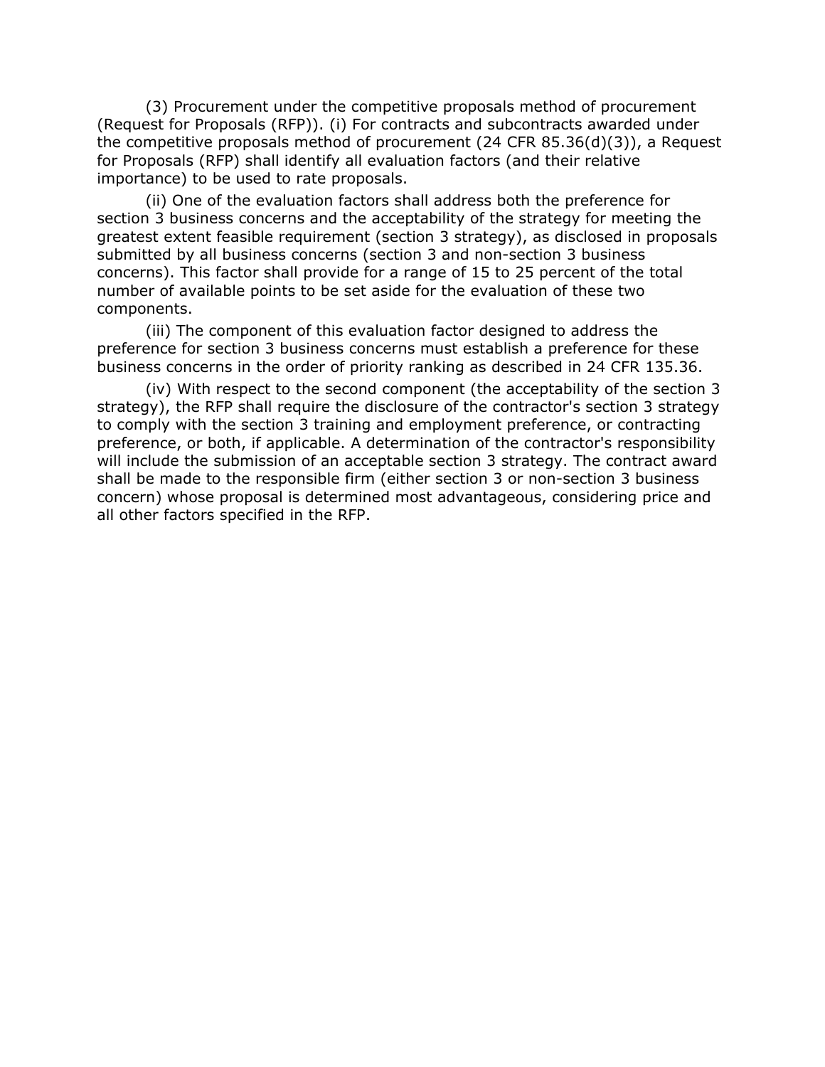(3) Procurement under the competitive proposals method of procurement (Request for Proposals (RFP)). (i) For contracts and subcontracts awarded under the competitive proposals method of procurement (24 CFR 85.36(d)(3)), a Request for Proposals (RFP) shall identify all evaluation factors (and their relative importance) to be used to rate proposals.

(ii) One of the evaluation factors shall address both the preference for section 3 business concerns and the acceptability of the strategy for meeting the greatest extent feasible requirement (section 3 strategy), as disclosed in proposals submitted by all business concerns (section 3 and non-section 3 business concerns). This factor shall provide for a range of 15 to 25 percent of the total number of available points to be set aside for the evaluation of these two components.

(iii) The component of this evaluation factor designed to address the preference for section 3 business concerns must establish a preference for these business concerns in the order of priority ranking as described in 24 CFR 135.36.

(iv) With respect to the second component (the acceptability of the section 3 strategy), the RFP shall require the disclosure of the contractor's section 3 strategy to comply with the section 3 training and employment preference, or contracting preference, or both, if applicable. A determination of the contractor's responsibility will include the submission of an acceptable section 3 strategy. The contract award shall be made to the responsible firm (either section 3 or non-section 3 business concern) whose proposal is determined most advantageous, considering price and all other factors specified in the RFP.